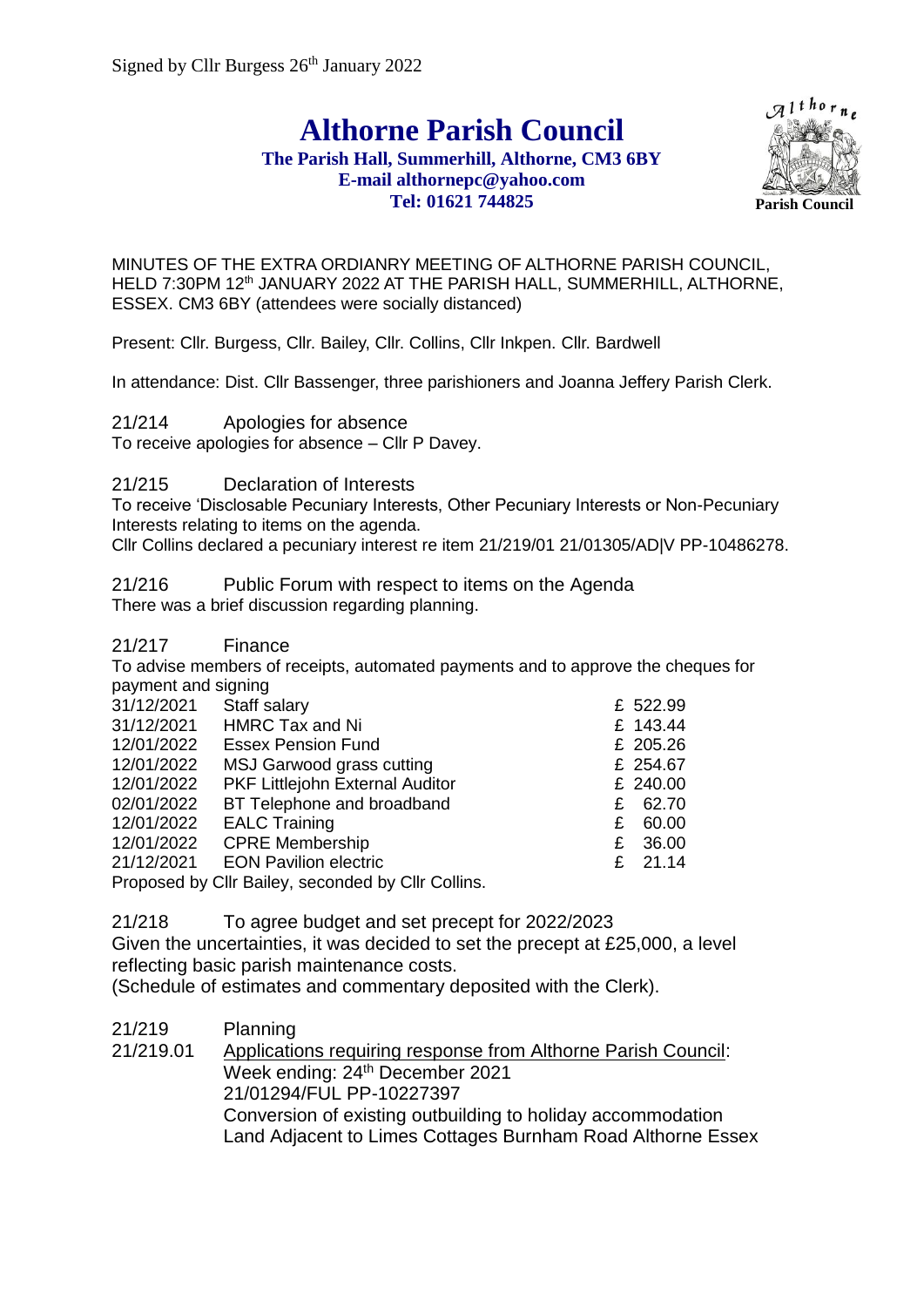Signed by Cllr Burgess 26th January 2022

# Althorne Parish Council

**The Parish Hall, Summerhill, Althorne, CM3 6BY**
**E-mail althornepc@yahoo.com**
**Tel: 01621 744825**

Parish Council

MINUTES OF THE EXTRA ORDIANRY MEETING OF ALTHORNE PARISH COUNCIL, HELD 7:30PM 12th JANUARY 2022 AT THE PARISH HALL, SUMMERHILL, ALTHORNE, ESSEX. CM3 6BY (attendees were socially distanced)

Present: Cllr. Burgess, Cllr. Bailey, Cllr. Collins, Cllr Inkpen. Cllr. Bardwell

In attendance: Dist. Cllr Bassenger, three parishioners and Joanna Jeffery Parish Clerk.

21/214 Apologies for absence

To receive apologies for absence – Cllr P Davey.

21/215 Declaration of Interests

To receive 'Disclosable Pecuniary Interests, Other Pecuniary Interests or Non-Pecuniary Interests relating to items on the agenda.

Cllr Collins declared a pecuniary interest re item 21/219/01 21/01305/AD|V PP-10486278.

21/216 Public Forum with respect to items on the Agenda

There was a brief discussion regarding planning.

21/217 Finance

To advise members of receipts, automated payments and to approve the cheques for payment and signing

| | | |
|---|---|---|
| 31/12/2021 | Staff salary | £ 522.99 |
| 31/12/2021 | HMRC Tax and Ni | £ 143.44 |
| 12/01/2022 | Essex Pension Fund | £ 205.26 |
| 12/01/2022 | MSJ Garwood grass cutting | £ 254.67 |
| 12/01/2022 | PKF Littlejohn External Auditor | £ 240.00 |
| 02/01/2022 | BT Telephone and broadband | £ 62.70 |
| 12/01/2022 | EALC Training | £ 60.00 |
| 12/01/2022 | CPRE Membership | £ 36.00 |
| 21/12/2021 | EON Pavilion electric | £ 21.14 |

Proposed by Cllr Bailey, seconded by Cllr Collins.

21/218 To agree budget and set precept for 2022/2023

Given the uncertainties, it was decided to set the precept at £25,000, a level reflecting basic parish maintenance costs.

(Schedule of estimates and commentary deposited with the Clerk).

21/219 Planning

21/219.01 Applications requiring response from Althorne Parish Council:

Week ending: 24th December 2021

21/01294/FUL PP-10227397

Conversion of existing outbuilding to holiday accommodation

Land Adjacent to Limes Cottages Burnham Road Althorne Essex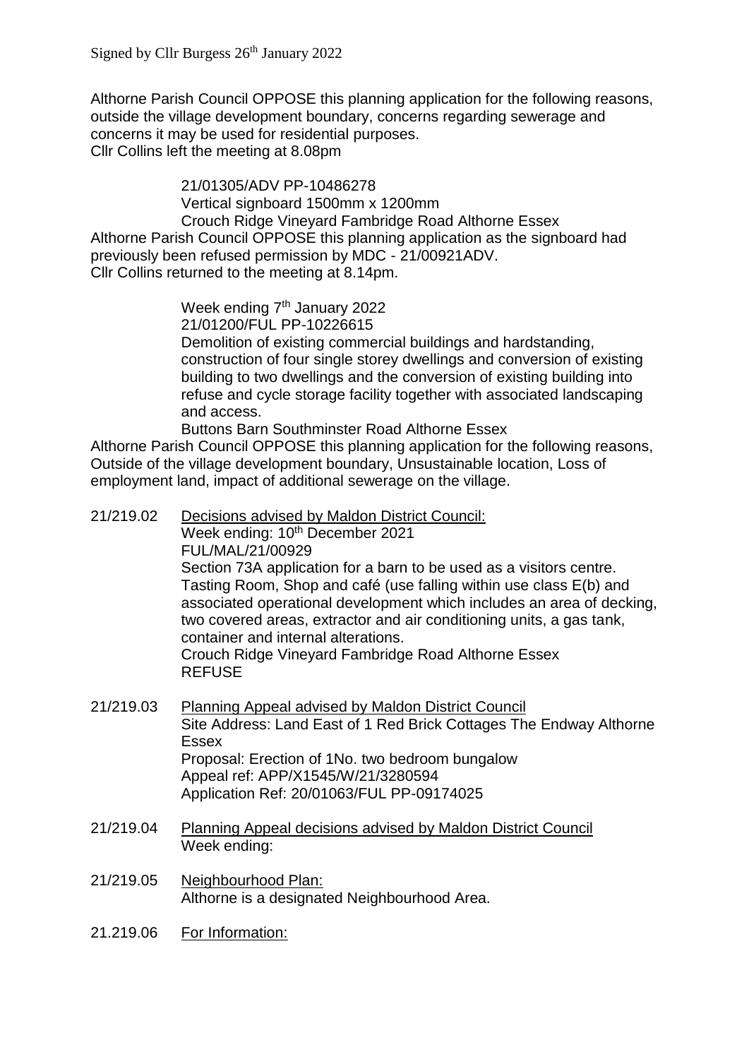Signed by Cllr Burgess 26th January 2022

Althorne Parish Council OPPOSE this planning application for the following reasons, outside the village development boundary, concerns regarding sewerage and concerns it may be used for residential purposes.
Cllr Collins left the meeting at 8.08pm

21/01305/ADV PP-10486278
Vertical signboard 1500mm x 1200mm
Crouch Ridge Vineyard Fambridge Road Althorne Essex

Althorne Parish Council OPPOSE this planning application as the signboard had previously been refused permission by MDC - 21/00921ADV.
Cllr Collins returned to the meeting at 8.14pm.

Week ending 7th January 2022
21/01200/FUL PP-10226615
Demolition of existing commercial buildings and hardstanding, construction of four single storey dwellings and conversion of existing building to two dwellings and the conversion of existing building into refuse and cycle storage facility together with associated landscaping and access.
Buttons Barn Southminster Road Althorne Essex

Althorne Parish Council OPPOSE this planning application for the following reasons, Outside of the village development boundary, Unsustainable location, Loss of employment land, impact of additional sewerage on the village.

21/219.02 Decisions advised by Maldon District Council:
Week ending: 10th December 2021
FUL/MAL/21/00929
Section 73A application for a barn to be used as a visitors centre. Tasting Room, Shop and café (use falling within use class E(b) and associated operational development which includes an area of decking, two covered areas, extractor and air conditioning units, a gas tank, container and internal alterations.
Crouch Ridge Vineyard Fambridge Road Althorne Essex
REFUSE

21/219.03 Planning Appeal advised by Maldon District Council
Site Address: Land East of 1 Red Brick Cottages The Endway Althorne Essex
Proposal: Erection of 1No. two bedroom bungalow
Appeal ref: APP/X1545/W/21/3280594
Application Ref: 20/01063/FUL PP-09174025

21/219.04 Planning Appeal decisions advised by Maldon District Council
Week ending:

21/219.05 Neighbourhood Plan:
Althorne is a designated Neighbourhood Area.

21.219.06 For Information: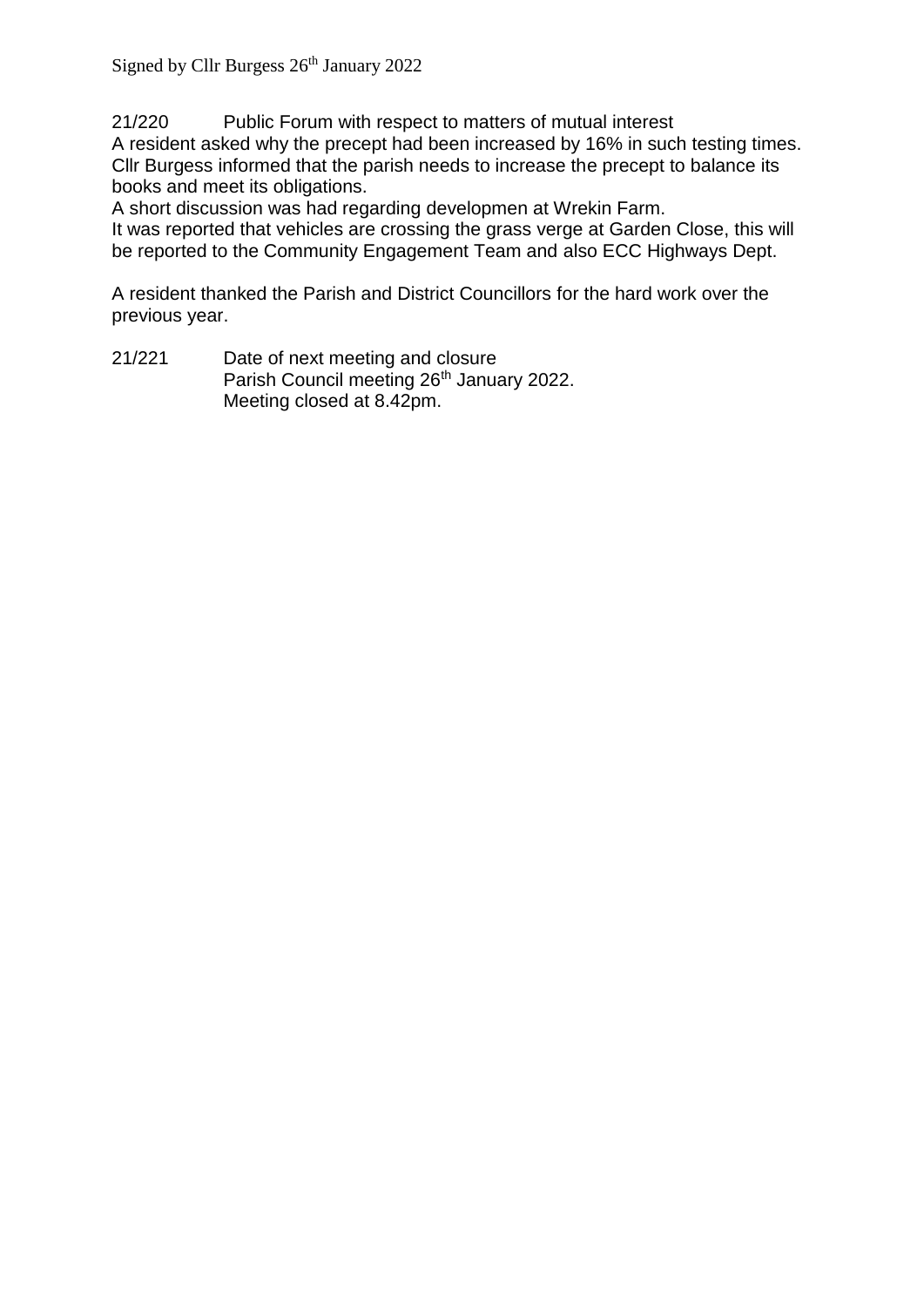21/220 Public Forum with respect to matters of mutual interest

A resident asked why the precept had been increased by 16% in such testing times. Cllr Burgess informed that the parish needs to increase the precept to balance its books and meet its obligations.

A short discussion was had regarding developmen at Wrekin Farm.

It was reported that vehicles are crossing the grass verge at Garden Close, this will be reported to the Community Engagement Team and also ECC Highways Dept.

A resident thanked the Parish and District Councillors for the hard work over the previous year.

21/221 Date of next meeting and closure

Parish Council meeting 26th January 2022.

Meeting closed at 8.42pm.